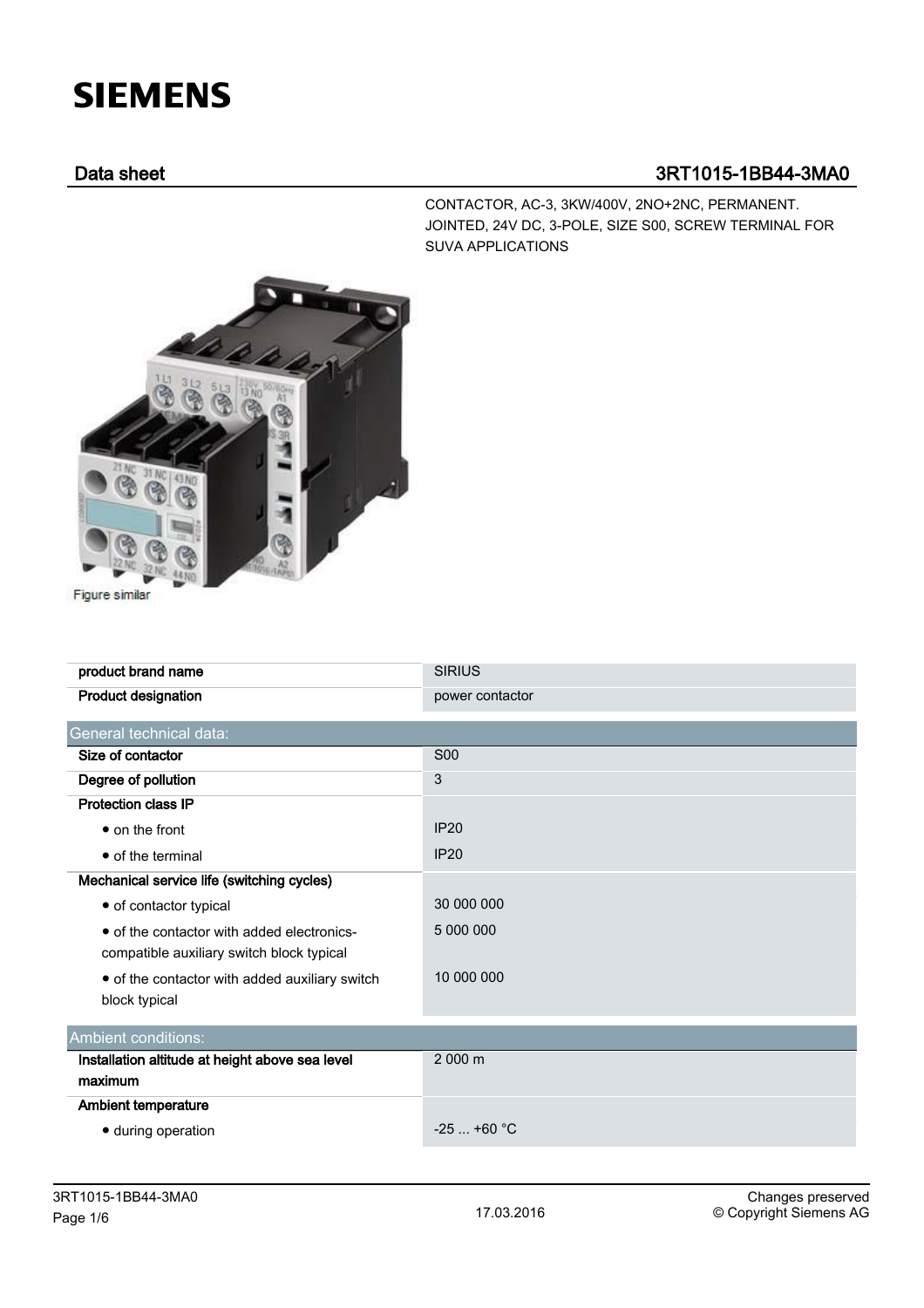# SIEMENS

## Data sheet 3RT1015-1BB44-3MA0

CONTACTOR, AC-3, 3KW/400V, 2NO+2NC, PERMANENT. JOINTED, 24V DC, 3-POLE, SIZE S00, SCREW TERMINAL FOR SUVA APPLICATIONS

Figure similar

| | |
|---|---|
| **product brand name** | SIRIUS |
| **Product designation** | power contactor |
| **General technical data:** | |
| **Size of contactor** | S00 |
| **Degree of pollution** | 3 |
| **Protection class IP** | |
| • on the front | IP20 |
| • of the terminal | IP20 |
| **Mechanical service life (switching cycles)** | |
| • of contactor typical | 30 000 000 |
| • of the contactor with added electronics-compatible auxiliary switch block typical | 5 000 000 |
| • of the contactor with added auxiliary switch block typical | 10 000 000 |
| **Ambient conditions:** | |
| **Installation altitude at height above sea level maximum** | 2 000 m |
| **Ambient temperature** | |
| • during operation | -25 ... +60 °C |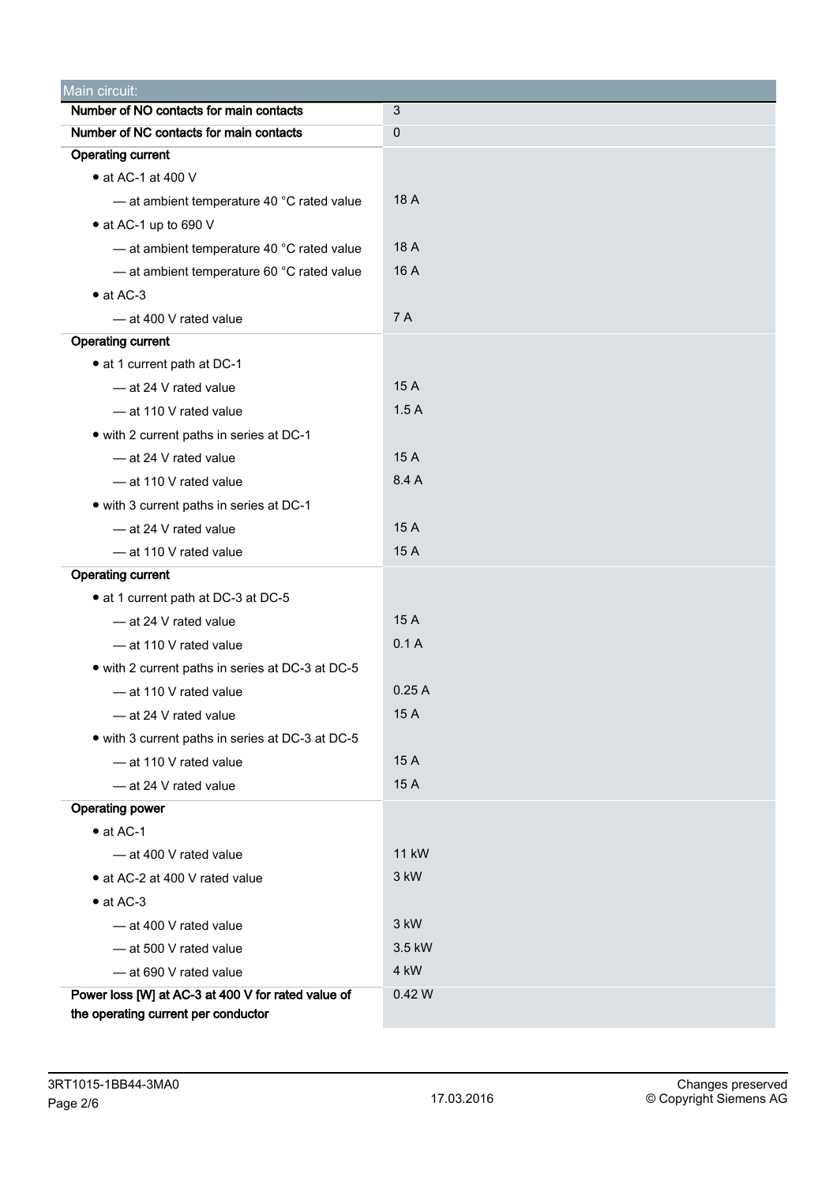| Main circuit: | |
|---|---|
| **Number of NO contacts for main contacts** | 3 |
| **Number of NC contacts for main contacts** | 0 |
| **Operating current** | |
| • at AC-1 at 400 V | |
| — at ambient temperature 40 °C rated value | 18 A |
| • at AC-1 up to 690 V | |
| — at ambient temperature 40 °C rated value | 18 A |
| — at ambient temperature 60 °C rated value | 16 A |
| • at AC-3 | |
| — at 400 V rated value | 7 A |
| **Operating current** | |
| • at 1 current path at DC-1 | |
| — at 24 V rated value | 15 A |
| — at 110 V rated value | 1.5 A |
| • with 2 current paths in series at DC-1 | |
| — at 24 V rated value | 15 A |
| — at 110 V rated value | 8.4 A |
| • with 3 current paths in series at DC-1 | |
| — at 24 V rated value | 15 A |
| — at 110 V rated value | 15 A |
| **Operating current** | |
| • at 1 current path at DC-3 at DC-5 | |
| — at 24 V rated value | 15 A |
| — at 110 V rated value | 0.1 A |
| • with 2 current paths in series at DC-3 at DC-5 | |
| — at 110 V rated value | 0.25 A |
| — at 24 V rated value | 15 A |
| • with 3 current paths in series at DC-3 at DC-5 | |
| — at 110 V rated value | 15 A |
| — at 24 V rated value | 15 A |
| **Operating power** | |
| • at AC-1 | |
| — at 400 V rated value | 11 kW |
| • at AC-2 at 400 V rated value | 3 kW |
| • at AC-3 | |
| — at 400 V rated value | 3 kW |
| — at 500 V rated value | 3.5 kW |
| — at 690 V rated value | 4 kW |
| **Power loss [W] at AC-3 at 400 V for rated value of the operating current per conductor** | 0.42 W |

3RT1015-1BB44-3MA0

17.03.2016

Changes preserved
© Copyright Siemens AG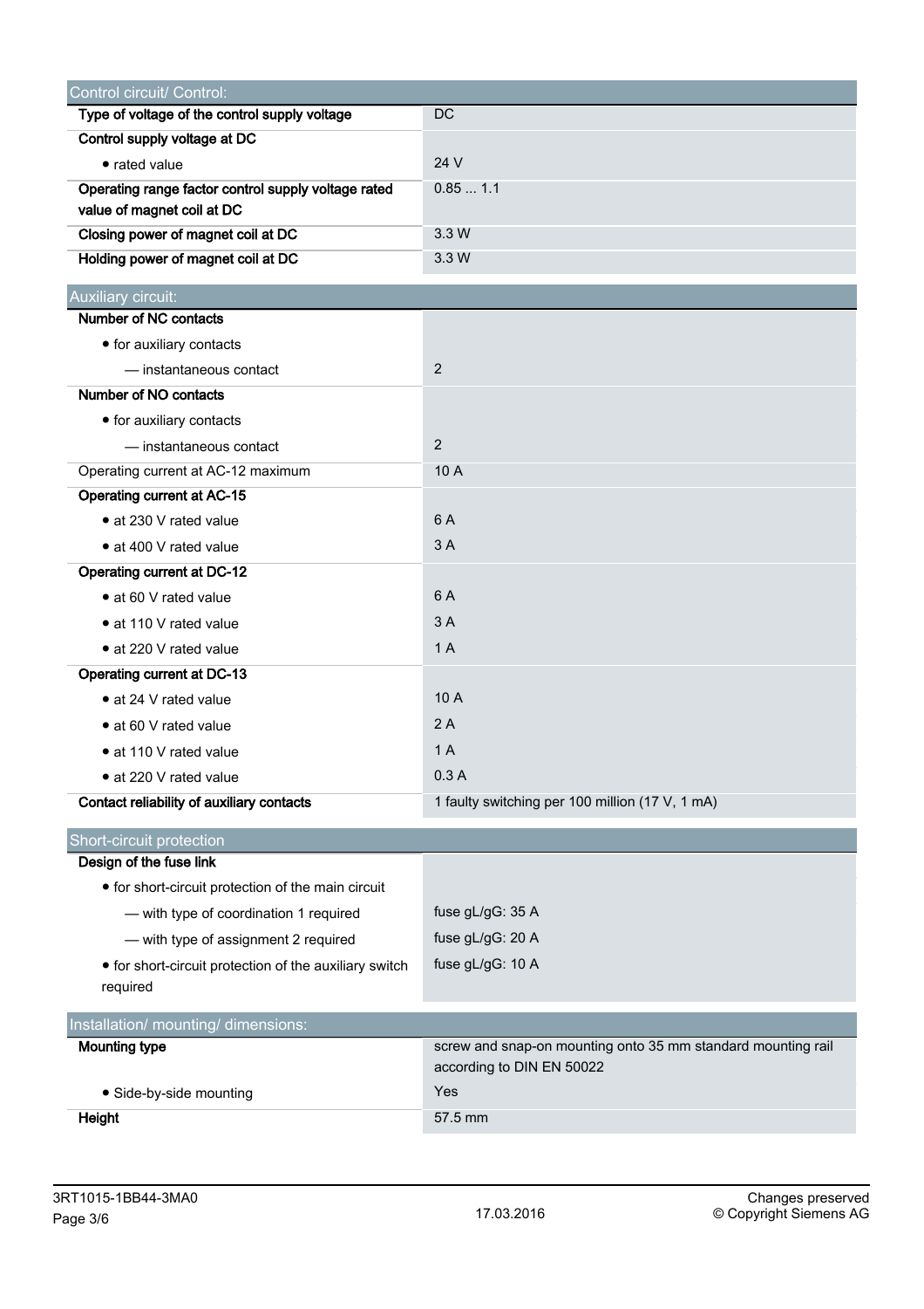| Control circuit/ Control: | |
|---|---|
| **Type of voltage of the control supply voltage** | DC |
| **Control supply voltage at DC** | |
| • rated value | 24 V |
| **Operating range factor control supply voltage rated value of magnet coil at DC** | 0.85 ... 1.1 |
| **Closing power of magnet coil at DC** | 3.3 W |
| **Holding power of magnet coil at DC** | 3.3 W |

| Auxiliary circuit: | |
|---|---|
| **Number of NC contacts** | |
| • for auxiliary contacts | |
| — instantaneous contact | 2 |
| **Number of NO contacts** | |
| • for auxiliary contacts | |
| — instantaneous contact | 2 |
| Operating current at AC-12 maximum | 10 A |
| **Operating current at AC-15** | |
| • at 230 V rated value | 6 A |
| • at 400 V rated value | 3 A |
| **Operating current at DC-12** | |
| • at 60 V rated value | 6 A |
| • at 110 V rated value | 3 A |
| • at 220 V rated value | 1 A |
| **Operating current at DC-13** | |
| • at 24 V rated value | 10 A |
| • at 60 V rated value | 2 A |
| • at 110 V rated value | 1 A |
| • at 220 V rated value | 0.3 A |
| **Contact reliability of auxiliary contacts** | 1 faulty switching per 100 million (17 V, 1 mA) |

| Short-circuit protection | |
|---|---|
| **Design of the fuse link** | |
| • for short-circuit protection of the main circuit | |
| — with type of coordination 1 required | fuse gL/gG: 35 A |
| — with type of assignment 2 required | fuse gL/gG: 20 A |
| • for short-circuit protection of the auxiliary switch required | fuse gL/gG: 10 A |

| Installation/ mounting/ dimensions: | |
|---|---|
| **Mounting type** | screw and snap-on mounting onto 35 mm standard mounting rail according to DIN EN 50022 |
| • Side-by-side mounting | Yes |
| **Height** | 57.5 mm |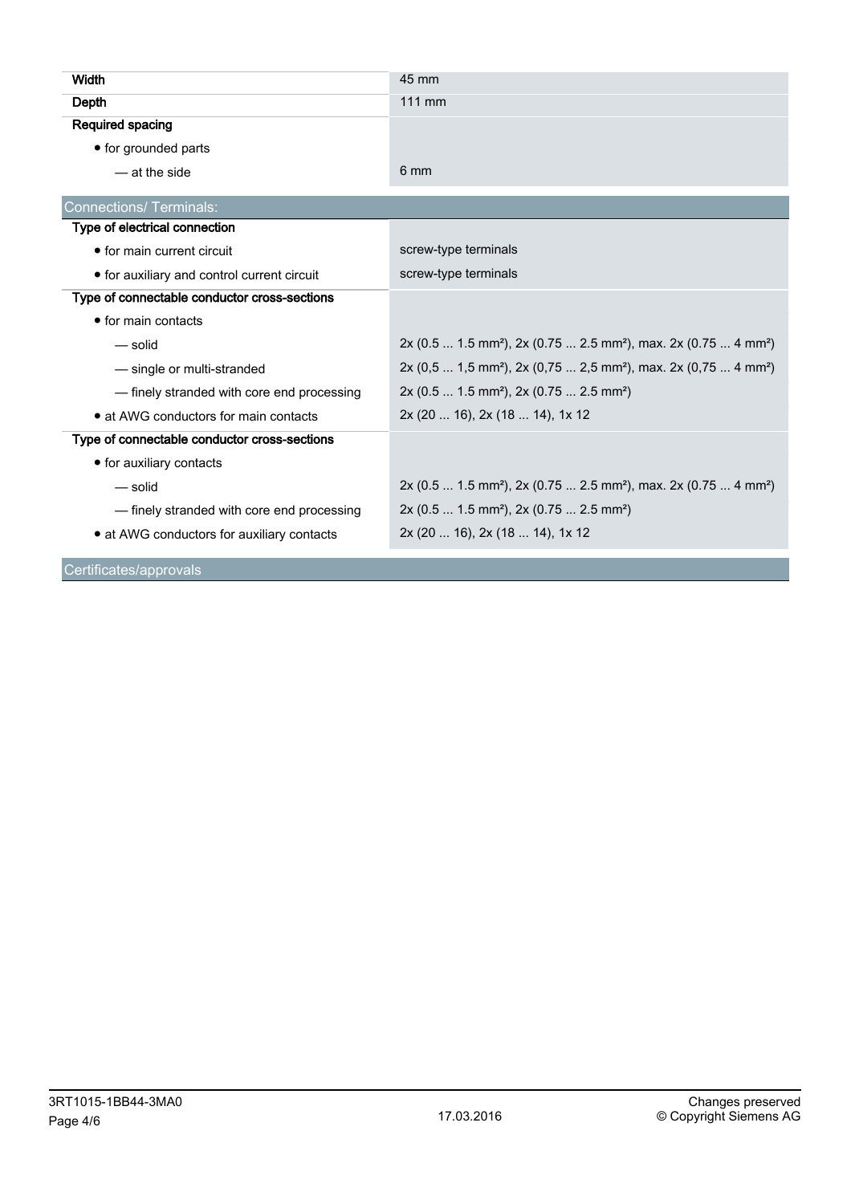| | |
|---|---|
| **Width** | 45 mm |
| **Depth** | 111 mm |
| **Required spacing** | |
| • for grounded parts | |
| — at the side | 6 mm |

## Connections/ Terminals:

| | |
|---|---|
| **Type of electrical connection** | |
| • for main current circuit | screw-type terminals |
| • for auxiliary and control current circuit | screw-type terminals |
| **Type of connectable conductor cross-sections** | |
| • for main contacts | |
| — solid | 2x (0.5 ... 1.5 mm²), 2x (0.75 ... 2.5 mm²), max. 2x (0.75 ... 4 mm²) |
| — single or multi-stranded | 2x (0,5 ... 1,5 mm²), 2x (0,75 ... 2,5 mm²), max. 2x (0,75 ... 4 mm²) |
| — finely stranded with core end processing | 2x (0.5 ... 1.5 mm²), 2x (0.75 ... 2.5 mm²) |
| • at AWG conductors for main contacts | 2x (20 ... 16), 2x (18 ... 14), 1x 12 |
| **Type of connectable conductor cross-sections** | |
| • for auxiliary contacts | |
| — solid | 2x (0.5 ... 1.5 mm²), 2x (0.75 ... 2.5 mm²), max. 2x (0.75 ... 4 mm²) |
| — finely stranded with core end processing | 2x (0.5 ... 1.5 mm²), 2x (0.75 ... 2.5 mm²) |
| • at AWG conductors for auxiliary contacts | 2x (20 ... 16), 2x (18 ... 14), 1x 12 |

## Certificates/approvals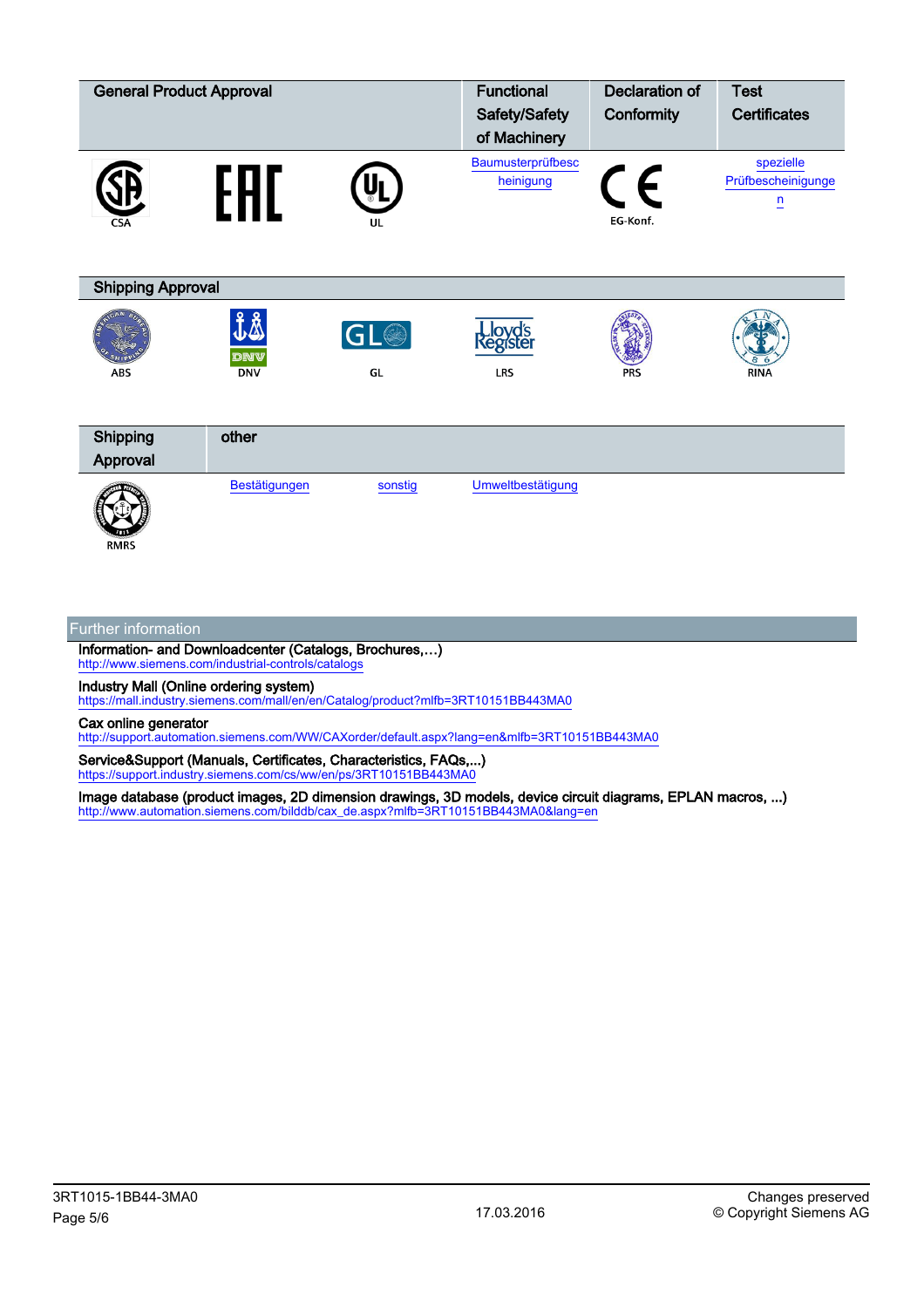| General Product Approval | | | Functional Safety/Safety of Machinery | Declaration of Conformity | Test Certificates |
|---|---|---|---|---|---|
| CSA | EAC | UL | Baumusterprüfbescheinigung | EG-Konf. | spezielle Prüfbescheinigungen |

| Shipping Approval | | | | | |
|---|---|---|---|---|---|
| ABS | DNV | GL | LRS | PRS | RINA |

| Shipping Approval | other | | |
|---|---|---|---|
| RMRS | Bestätigungen | sonstig | Umweltbestätigung |

## Further information

**Information- and Downloadcenter (Catalogs, Brochures,…)**
http://www.siemens.com/industrial-controls/catalogs

**Industry Mall (Online ordering system)**
https://mall.industry.siemens.com/mall/en/en/Catalog/product?mlfb=3RT10151BB443MA0

**Cax online generator**
http://support.automation.siemens.com/WW/CAXorder/default.aspx?lang=en&mlfb=3RT10151BB443MA0

**Service&Support (Manuals, Certificates, Characteristics, FAQs,...)**
https://support.industry.siemens.com/cs/ww/en/ps/3RT10151BB443MA0

**Image database (product images, 2D dimension drawings, 3D models, device circuit diagrams, EPLAN macros, ...)**
http://www.automation.siemens.com/bilddb/cax_de.aspx?mlfb=3RT10151BB443MA0&lang=en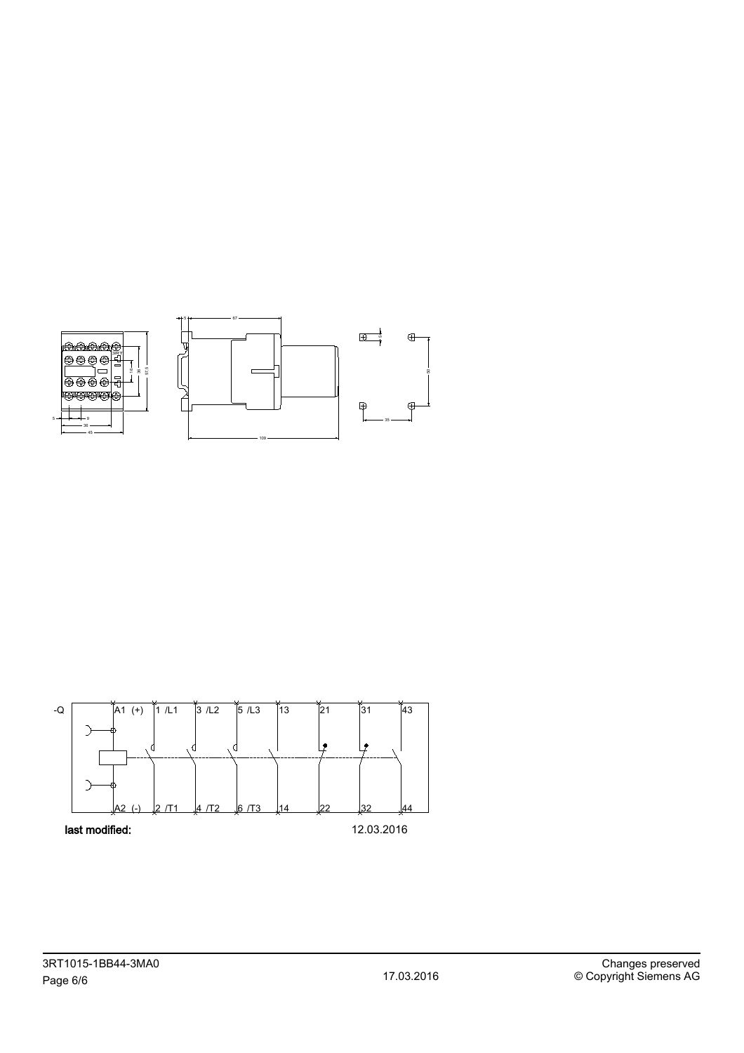5

36

45

9

18

35

57,5

5

67

109

35

50

-Q

A1 (+)

A2 (-)

1 /L1

2 /T1

3 /L2

4 /T2

5 /L3

6 /T3

13

14

21

22

31

32

43

44

**last modified:** 12.03.2016